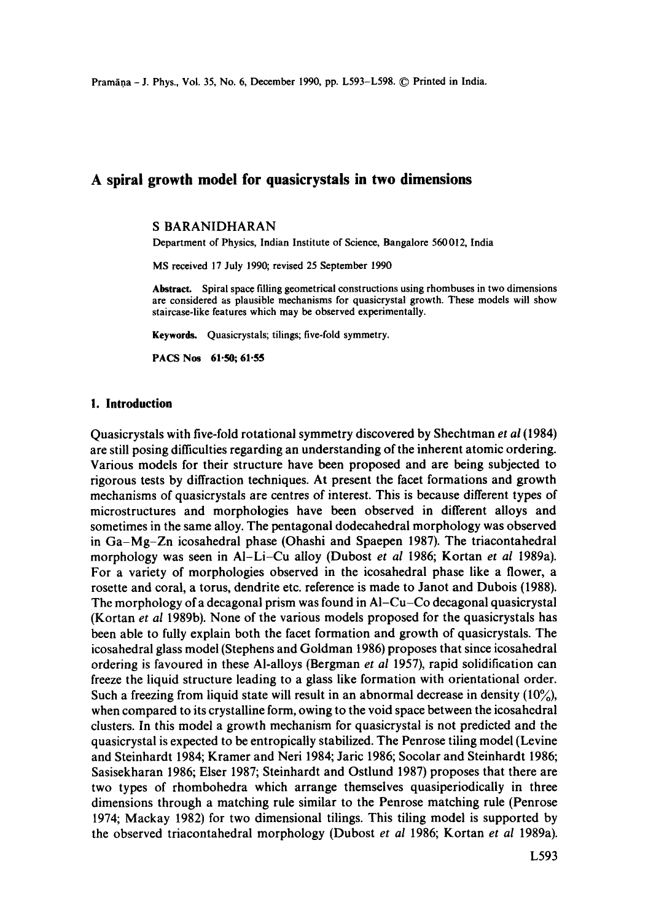# A spiral growth model for quasicrystals in two dimensions

S BARANIDHARAN

Department of Physics, Indian Institute of Science, Bangalore 560012, India

MS received 17 July 1990; revised 25 September 1990

**Abstract.** Spiral space filling geometrical constructions using rhombuses in two dimensions are considered as plausible mechanisms for quasicrystal growth. These models will show staircase-like features which may be observed experimentally.

**Keywords.** Quasicrystals; tilings; five-fold symmetry.

**PACS Nos** 61·50; 61·55

## 1. Introduction

Quasicrystals with five-fold rotational symmetry discovered by Shechtman *et al* (1984) are still posing difficulties regarding an understanding of the inherent atomic ordering. Various models for their structure have been proposed and are being subjected to rigorous tests by diffraction techniques. At present the facet formations and growth mechanisms of quasicrystals are centres of interest. This is because different types of microstructures and morphologies have been observed in different alloys and sometimes in the same alloy. The pentagonal dodecahedral morphology was observed in Ga–Mg–Zn icosahedral phase (Ohashi and Spaepen 1987). The triacontahedral morphology was seen in Al–Li–Cu alloy (Dubost *et al* 1986; Kortan *et al* 1989a). For a variety of morphologies observed in the icosahedral phase like a flower, a rosette and coral, a torus, dendrite etc. reference is made to Janot and Dubois (1988). The morphology of a decagonal prism was found in Al–Cu–Co decagonal quasicrystal (Kortan *et al* 1989b). None of the various models proposed for the quasicrystals has been able to fully explain both the facet formation and growth of quasicrystals. The icosahedral glass model (Stephens and Goldman 1986) proposes that since icosahedral ordering is favoured in these Al-alloys (Bergman *et al* 1957), rapid solidification can freeze the liquid structure leading to a glass like formation with orientational order. Such a freezing from liquid state will result in an abnormal decrease in density (10%), when compared to its crystalline form, owing to the void space between the icosahedral clusters. In this model a growth mechanism for quasicrystal is not predicted and the quasicrystal is expected to be entropically stabilized. The Penrose tiling model (Levine and Steinhardt 1984; Kramer and Neri 1984; Jaric 1986; Socolar and Steinhardt 1986; Sasisekharan 1986; Elser 1987; Steinhardt and Ostlund 1987) proposes that there are two types of rhombohedra which arrange themselves quasiperiodically in three dimensions through a matching rule similar to the Penrose matching rule (Penrose 1974; Mackay 1982) for two dimensional tilings. This tiling model is supported by the observed triacontahedral morphology (Dubost *et al* 1986; Kortan *et al* 1989a).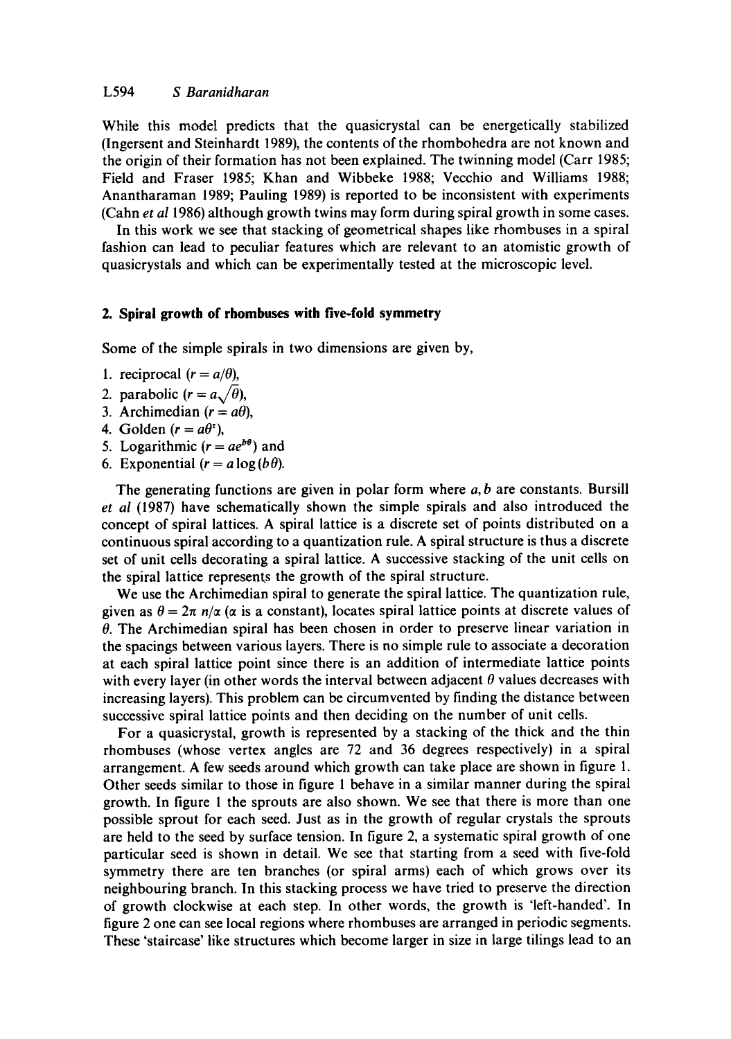While this model predicts that the quasicrystal can be energetically stabilized (Ingersent and Steinhardt 1989), the contents of the rhombohedra are not known and the origin of their formation has not been explained. The twinning model (Carr 1985; Field and Fraser 1985; Khan and Wibbeke 1988; Vecchio and Williams 1988; Anantharaman 1989; Pauling 1989) is reported to be inconsistent with experiments (Cahn *et al* 1986) although growth twins may form during spiral growth in some cases.

In this work we see that stacking of geometrical shapes like rhombuses in a spiral fashion can lead to peculiar features which are relevant to an atomistic growth of quasicrystals and which can be experimentally tested at the microscopic level.

## 2. Spiral growth of rhombuses with five-fold symmetry

Some of the simple spirals in two dimensions are given by,

1. reciprocal ($r = a/\theta$),
2. parabolic ($r = a\sqrt{\theta}$),
3. Archimedian ($r = a\theta$),
4. Golden ($r = a\theta^{\tau}$),
5. Logarithmic ($r = ae^{b\theta}$) and
6. Exponential ($r = a \log(b\theta)$.

The generating functions are given in polar form where $a, b$ are constants. Bursill *et al* (1987) have schematically shown the simple spirals and also introduced the concept of spiral lattices. A spiral lattice is a discrete set of points distributed on a continuous spiral according to a quantization rule. A spiral structure is thus a discrete set of unit cells decorating a spiral lattice. A successive stacking of the unit cells on the spiral lattice represents the growth of the spiral structure.

We use the Archimedian spiral to generate the spiral lattice. The quantization rule, given as $\theta = 2\pi\ n/\alpha$ ($\alpha$ is a constant), locates spiral lattice points at discrete values of $\theta$. The Archimedian spiral has been chosen in order to preserve linear variation in the spacings between various layers. There is no simple rule to associate a decoration at each spiral lattice point since there is an addition of intermediate lattice points with every layer (in other words the interval between adjacent $\theta$ values decreases with increasing layers). This problem can be circumvented by finding the distance between successive spiral lattice points and then deciding on the number of unit cells.

For a quasicrystal, growth is represented by a stacking of the thick and the thin rhombuses (whose vertex angles are 72 and 36 degrees respectively) in a spiral arrangement. A few seeds around which growth can take place are shown in figure 1. Other seeds similar to those in figure 1 behave in a similar manner during the spiral growth. In figure 1 the sprouts are also shown. We see that there is more than one possible sprout for each seed. Just as in the growth of regular crystals the sprouts are held to the seed by surface tension. In figure 2, a systematic spiral growth of one particular seed is shown in detail. We see that starting from a seed with five-fold symmetry there are ten branches (or spiral arms) each of which grows over its neighbouring branch. In this stacking process we have tried to preserve the direction of growth clockwise at each step. In other words, the growth is 'left-handed'. In figure 2 one can see local regions where rhombuses are arranged in periodic segments. These 'staircase' like structures which become larger in size in large tilings lead to an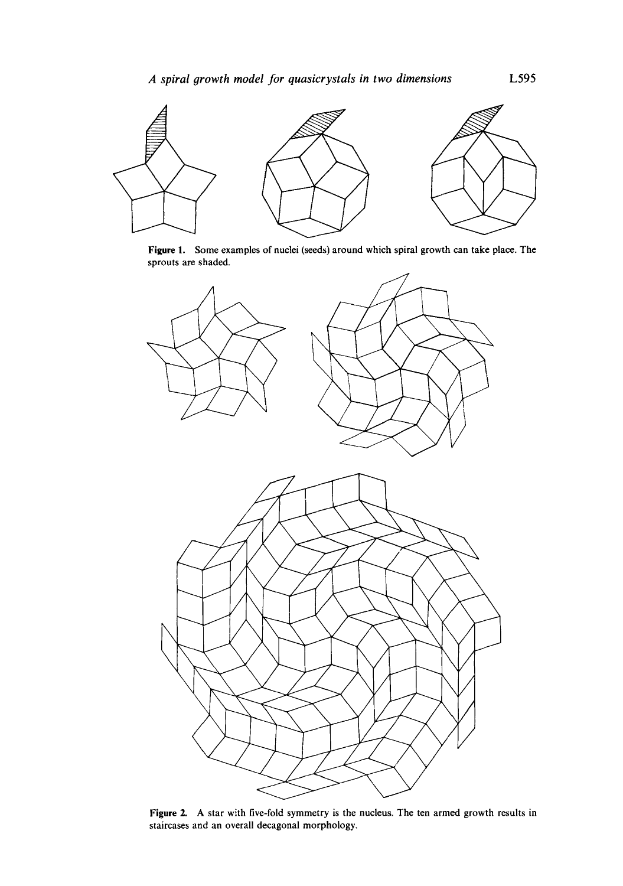**Figure 1.** Some examples of nuclei (seeds) around which spiral growth can take place. The sprouts are shaded.

**Figure 2.** A star with five-fold symmetry is the nucleus. The ten armed growth results in staircases and an overall decagonal morphology.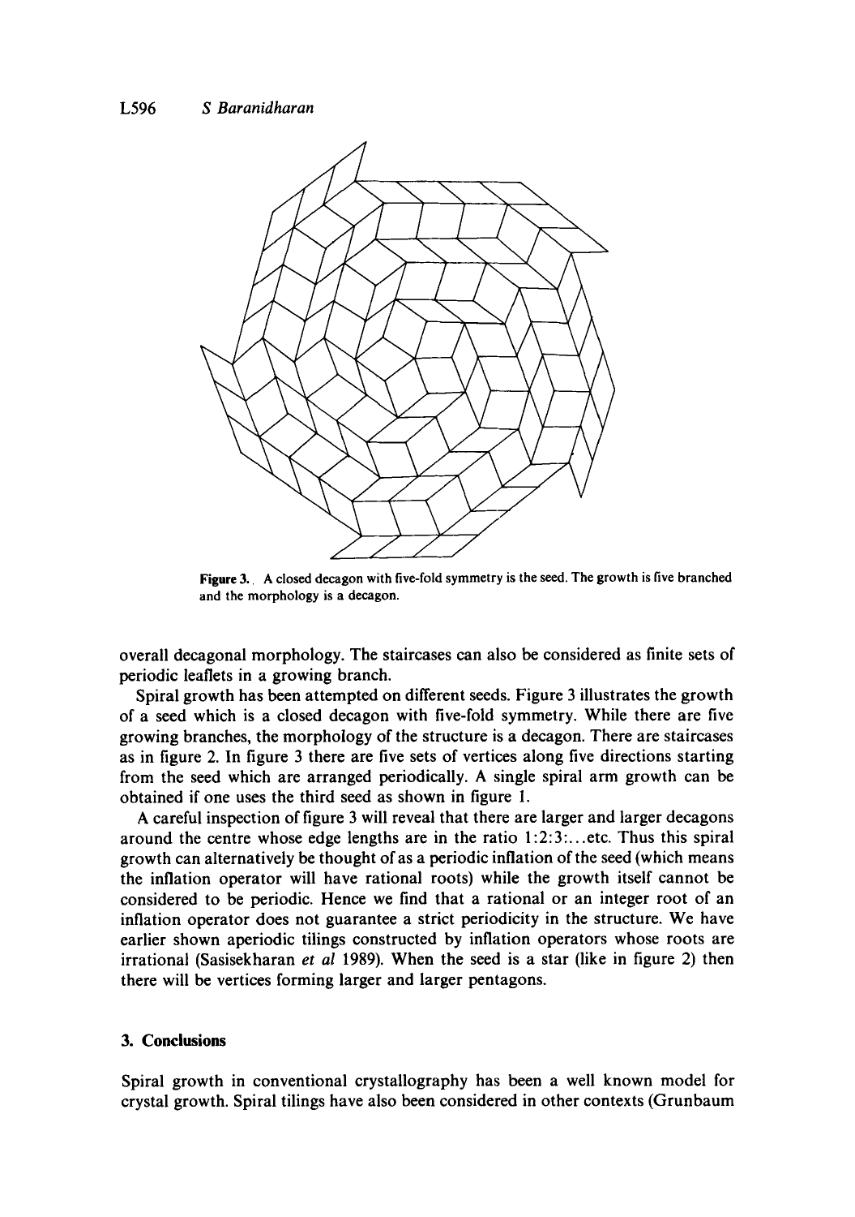Figure 3. A closed decagon with five-fold symmetry is the seed. The growth is five branched and the morphology is a decagon.

overall decagonal morphology. The staircases can also be considered as finite sets of periodic leaflets in a growing branch.

Spiral growth has been attempted on different seeds. Figure 3 illustrates the growth of a seed which is a closed decagon with five-fold symmetry. While there are five growing branches, the morphology of the structure is a decagon. There are staircases as in figure 2. In figure 3 there are five sets of vertices along five directions starting from the seed which are arranged periodically. A single spiral arm growth can be obtained if one uses the third seed as shown in figure 1.

A careful inspection of figure 3 will reveal that there are larger and larger decagons around the centre whose edge lengths are in the ratio 1:2:3:...etc. Thus this spiral growth can alternatively be thought of as a periodic inflation of the seed (which means the inflation operator will have rational roots) while the growth itself cannot be considered to be periodic. Hence we find that a rational or an integer root of an inflation operator does not guarantee a strict periodicity in the structure. We have earlier shown aperiodic tilings constructed by inflation operators whose roots are irrational (Sasisekharan *et al* 1989). When the seed is a star (like in figure 2) then there will be vertices forming larger and larger pentagons.

## 3. Conclusions

Spiral growth in conventional crystallography has been a well known model for crystal growth. Spiral tilings have also been considered in other contexts (Grunbaum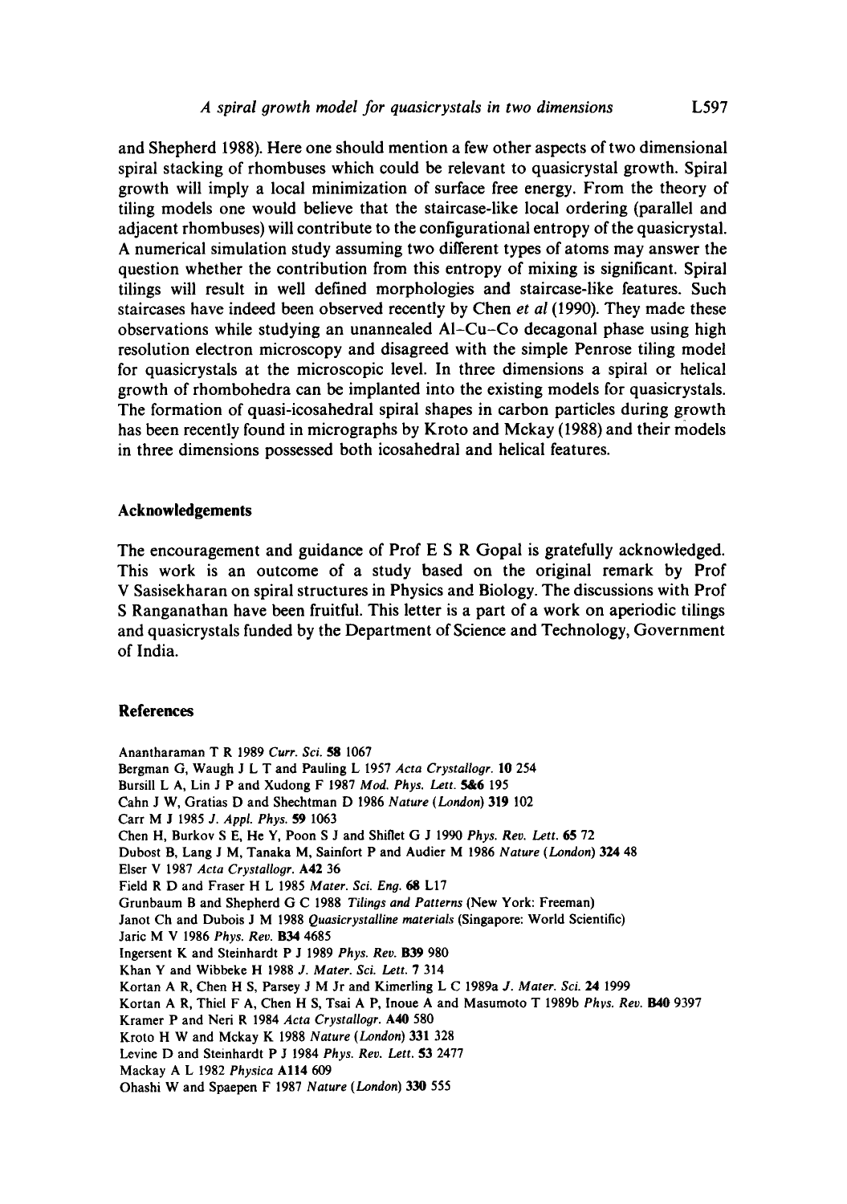and Shepherd 1988). Here one should mention a few other aspects of two dimensional spiral stacking of rhombuses which could be relevant to quasicrystal growth. Spiral growth will imply a local minimization of surface free energy. From the theory of tiling models one would believe that the staircase-like local ordering (parallel and adjacent rhombuses) will contribute to the configurational entropy of the quasicrystal. A numerical simulation study assuming two different types of atoms may answer the question whether the contribution from this entropy of mixing is significant. Spiral tilings will result in well defined morphologies and staircase-like features. Such staircases have indeed been observed recently by Chen *et al* (1990). They made these observations while studying an unannealed Al–Cu–Co decagonal phase using high resolution electron microscopy and disagreed with the simple Penrose tiling model for quasicrystals at the microscopic level. In three dimensions a spiral or helical growth of rhombohedra can be implanted into the existing models for quasicrystals. The formation of quasi-icosahedral spiral shapes in carbon particles during growth has been recently found in micrographs by Kroto and Mckay (1988) and their models in three dimensions possessed both icosahedral and helical features.

## Acknowledgements

The encouragement and guidance of Prof E S R Gopal is gratefully acknowledged. This work is an outcome of a study based on the original remark by Prof V Sasisekharan on spiral structures in Physics and Biology. The discussions with Prof S Ranganathan have been fruitful. This letter is a part of a work on aperiodic tilings and quasicrystals funded by the Department of Science and Technology, Government of India.

## References

Anantharaman T R 1989 *Curr. Sci.* **58** 1067
Bergman G, Waugh J L T and Pauling L 1957 *Acta Crystallogr.* **10** 254
Bursill L A, Lin J P and Xudong F 1987 *Mod. Phys. Lett.* **5&6** 195
Cahn J W, Gratias D and Shechtman D 1986 *Nature (London)* **319** 102
Carr M J 1985 *J. Appl. Phys.* **59** 1063
Chen H, Burkov S E, He Y, Poon S J and Shiflet G J 1990 *Phys. Rev. Lett.* **65** 72
Dubost B, Lang J M, Tanaka M, Sainfort P and Audier M 1986 *Nature (London)* **324** 48
Elser V 1987 *Acta Crystallogr.* **A42** 36
Field R D and Fraser H L 1985 *Mater. Sci. Eng.* **68** L17
Grunbaum B and Shepherd G C 1988 *Tilings and Patterns* (New York: Freeman)
Janot Ch and Dubois J M 1988 *Quasicrystalline materials* (Singapore: World Scientific)
Jaric M V 1986 *Phys. Rev.* **B34** 4685
Ingersent K and Steinhardt P J 1989 *Phys. Rev.* **B39** 980
Khan Y and Wibbeke H 1988 *J. Mater. Sci. Lett.* **7** 314
Kortan A R, Chen H S, Parsey J M Jr and Kimerling L C 1989a *J. Mater. Sci.* **24** 1999
Kortan A R, Thiel F A, Chen H S, Tsai A P, Inoue A and Masumoto T 1989b *Phys. Rev.* **B40** 9397
Kramer P and Neri R 1984 *Acta Crystallogr.* **A40** 580
Kroto H W and Mckay K 1988 *Nature (London)* **331** 328
Levine D and Steinhardt P J 1984 *Phys. Rev. Lett.* **53** 2477
Mackay A L 1982 *Physica* **A114** 609
Ohashi W and Spaepen F 1987 *Nature (London)* **330** 555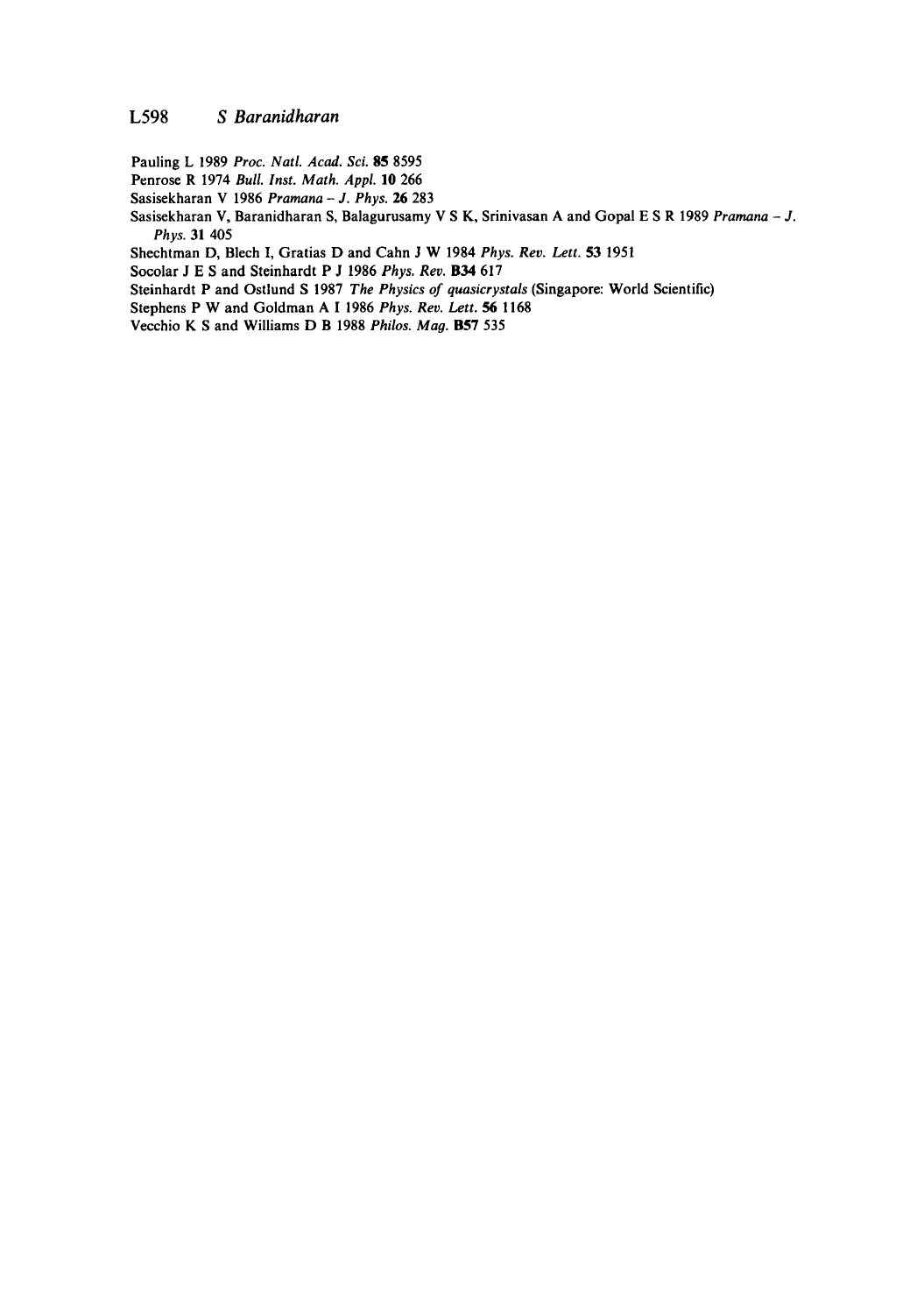Pauling L 1989 *Proc. Natl. Acad. Sci.* **85** 8595

Penrose R 1974 *Bull. Inst. Math. Appl.* **10** 266

Sasisekharan V 1986 *Pramana – J. Phys.* **26** 283

Sasisekharan V, Baranidharan S, Balagurusamy V S K, Srinivasan A and Gopal E S R 1989 *Pramana – J. Phys.* **31** 405

Shechtman D, Blech I, Gratias D and Cahn J W 1984 *Phys. Rev. Lett.* **53** 1951

Socolar J E S and Steinhardt P J 1986 *Phys. Rev.* **B34** 617

Steinhardt P and Ostlund S 1987 *The Physics of quasicrystals* (Singapore: World Scientific)

Stephens P W and Goldman A I 1986 *Phys. Rev. Lett.* **56** 1168

Vecchio K S and Williams D B 1988 *Philos. Mag.* **B57** 535